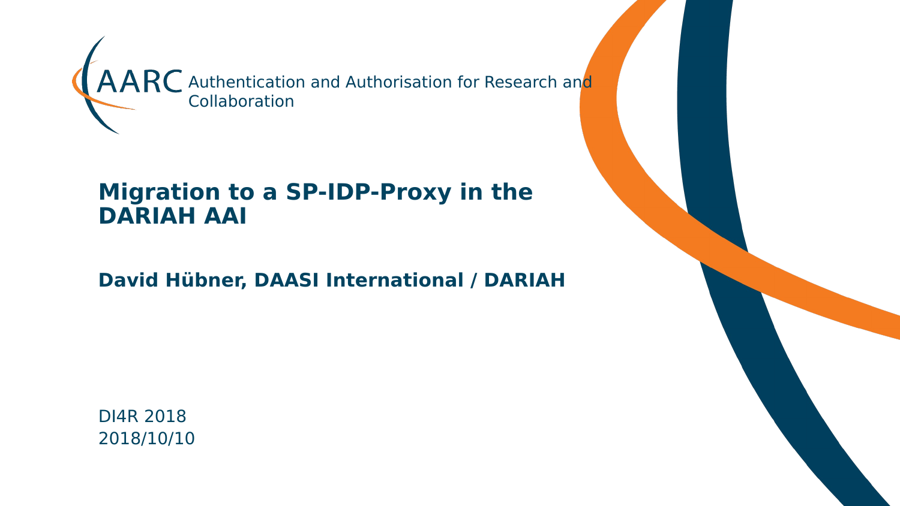AARC Authentication and Authorisation for Research and Collaboration

# Migration to a SP-IDP-Proxy in the DARIAH AAI

**David Hübner, DAASI International / DARIAH**

DI4R 2018
2018/10/10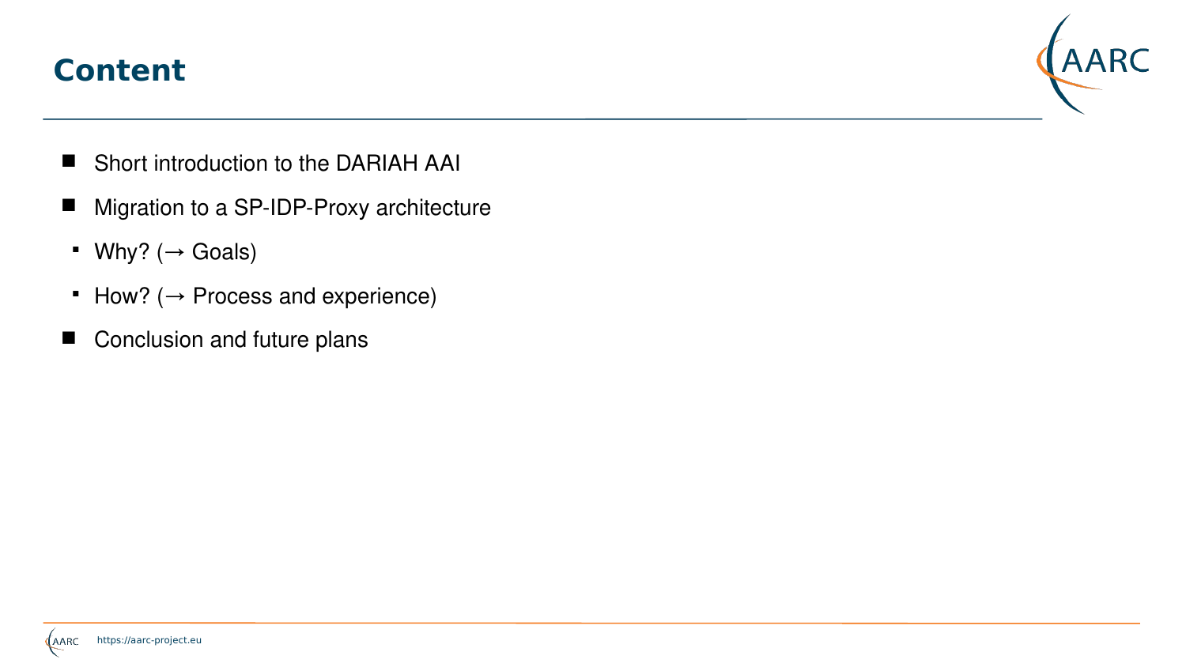## Content

- Short introduction to the DARIAH AAI
- Migration to a SP-IDP-Proxy architecture
  - Why? (→ Goals)
  - How? (→ Process and experience)
- Conclusion and future plans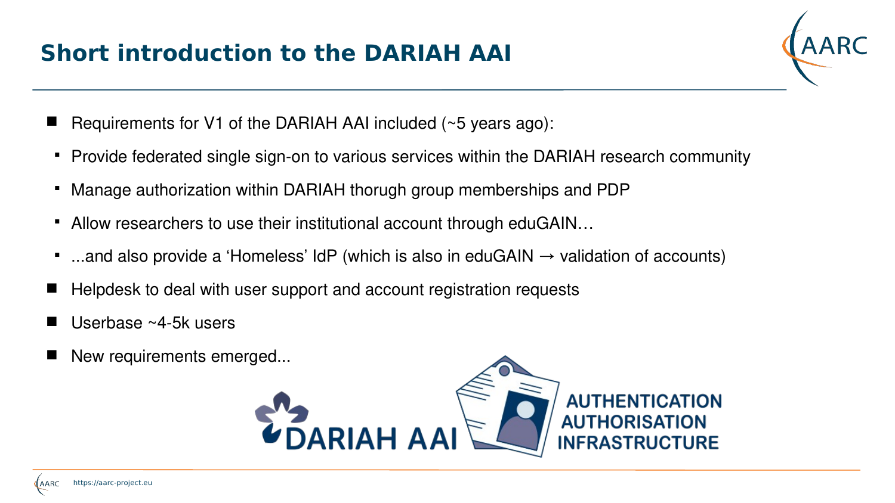# Short introduction to the DARIAH AAI

- Requirements for V1 of the DARIAH AAI included (~5 years ago):
  - Provide federated single sign-on to various services within the DARIAH research community
  - Manage authorization within DARIAH thorugh group memberships and PDP
  - Allow researchers to use their institutional account through eduGAIN…
  - ...and also provide a 'Homeless' IdP (which is also in eduGAIN → validation of accounts)
- Helpdesk to deal with user support and account registration requests
- Userbase ~4-5k users
- New requirements emerged...

DARIAH AAI

AUTHENTICATION
AUTHORISATION
INFRASTRUCTURE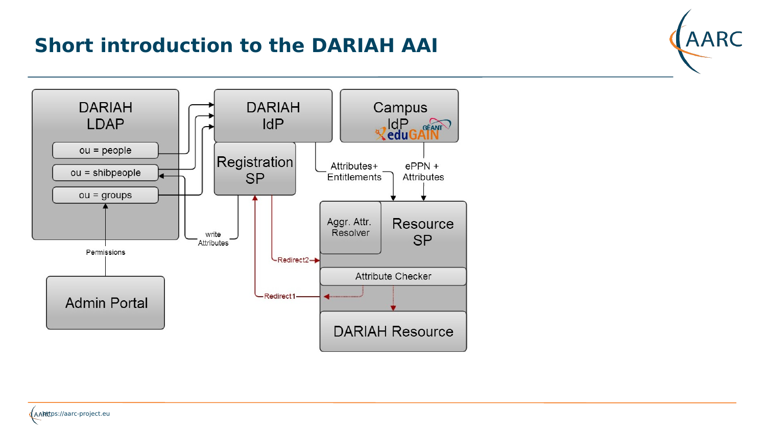# Short introduction to the DARIAH AAI

DARIAH LDAP

ou = people

ou = shibpeople

ou = groups

Permissions

Admin Portal

DARIAH IdP

Registration SP

write Attributes

Campus IdP

Attributes+ Entitlements

ePPN + Attributes

Aggr. Attr. Resolver

Resource SP

Redirect2

Attribute Checker

Redirect1

DARIAH Resource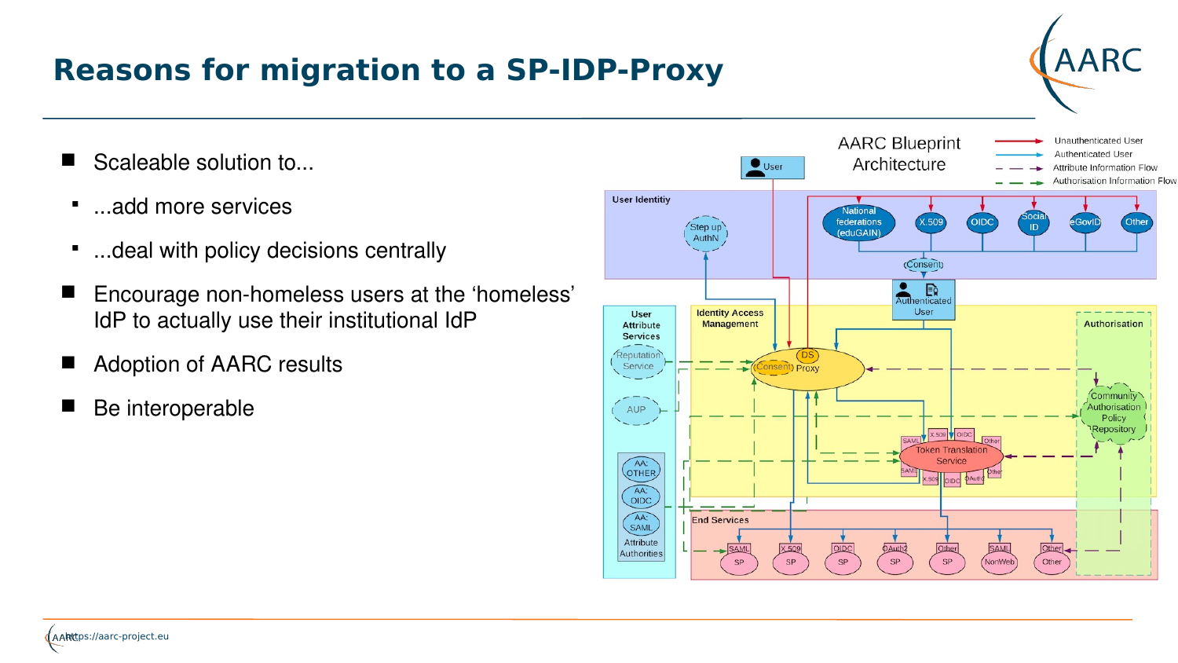# Reasons for migration to a SP-IDP-Proxy

- Scaleable solution to...
  - ...add more services
  - ...deal with policy decisions centrally
- Encourage non-homeless users at the 'homeless' IdP to actually use their institutional IdP
- Adoption of AARC results
- Be interoperable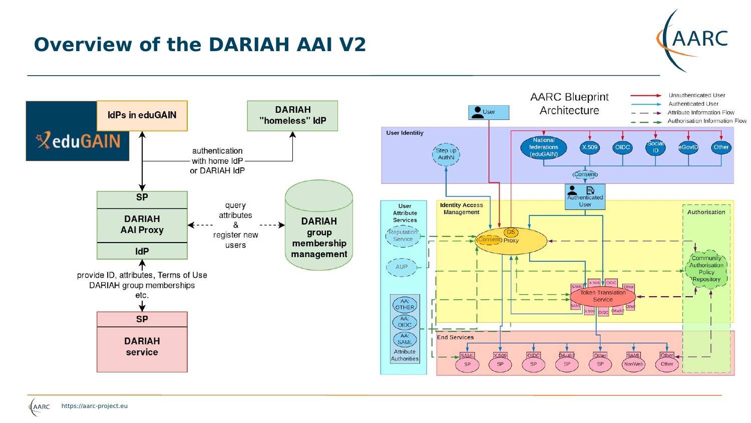# Overview of the DARIAH AAI V2

IdPs in eduGAIN

DARIAH "homeless" IdP

authentication with home IdP or DARIAH IdP

SP

DARIAH AAI Proxy

IdP

query attributes & register new users

DARIAH group membership management

provide ID, attributes, Terms of Use DARIAH group memberships etc.

SP

DARIAH service

AARC Blueprint Architecture

Unauthenticated User
Authenticated User
Attribute Information Flow
Authorisation Information Flow

User

User Identitiy

Step up AuthN

National federations (eduGAIN)

X.509

OIDC

Social ID

eGovID

Other

Consent

Authenticated User

User Attribute Services

Reputation Service

AUP

AA: OTHER

AA: OIDC

AA: SAML

Attribute Authorities

Identity Access Management

DS

Consent

Proxy

Token Translation Service

Authorisation

Community Authorisation Policy Repository

End Services

SAML SP

X.509 SP

OIDC SP

OAuth2 SP

Other SP

SAML NonWeb

Other Other

https://aarc-project.eu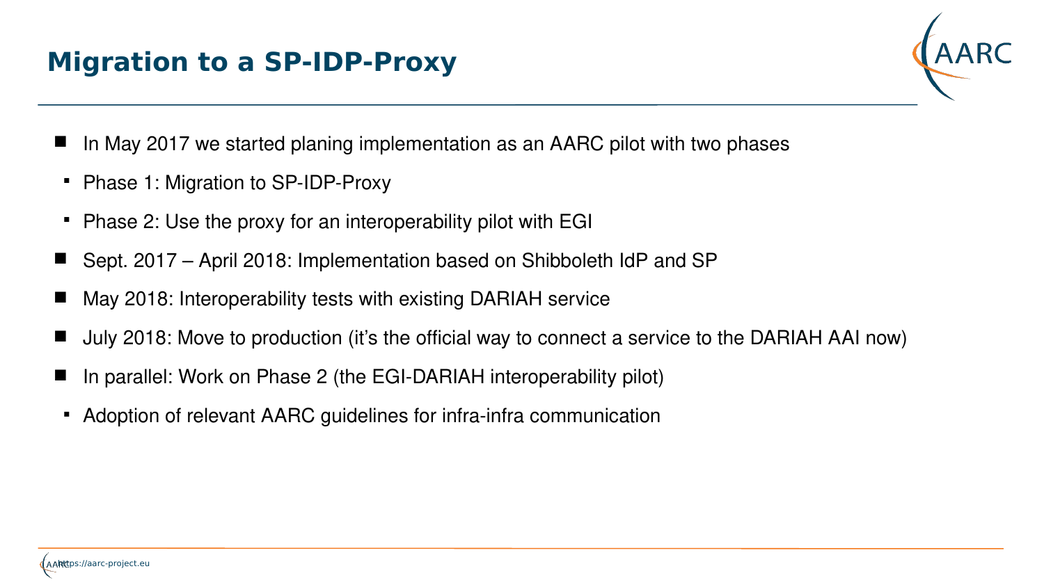# Migration to a SP-IDP-Proxy

- In May 2017 we started planing implementation as an AARC pilot with two phases
  - Phase 1: Migration to SP-IDP-Proxy
  - Phase 2: Use the proxy for an interoperability pilot with EGI
- Sept. 2017 – April 2018: Implementation based on Shibboleth IdP and SP
- May 2018: Interoperability tests with existing DARIAH service
- July 2018: Move to production (it's the official way to connect a service to the DARIAH AAI now)
- In parallel: Work on Phase 2 (the EGI-DARIAH interoperability pilot)
  - Adoption of relevant AARC guidelines for infra-infra communication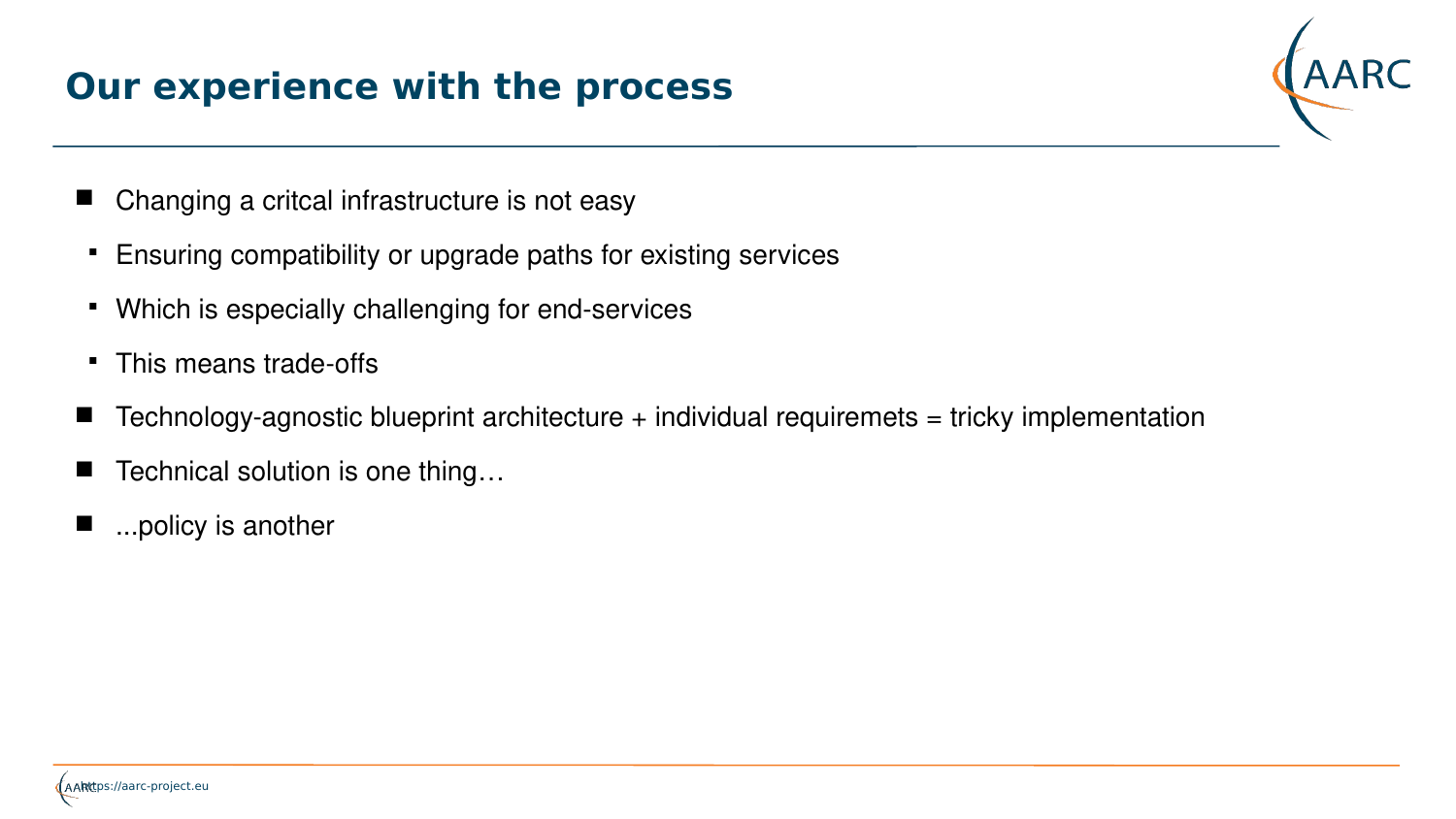## Our experience with the process

- Changing a critcal infrastructure is not easy
  - Ensuring compatibility or upgrade paths for existing services
  - Which is especially challenging for end-services
  - This means trade-offs
- Technology-agnostic blueprint architecture + individual requiremets = tricky implementation
- Technical solution is one thing…
- ...policy is another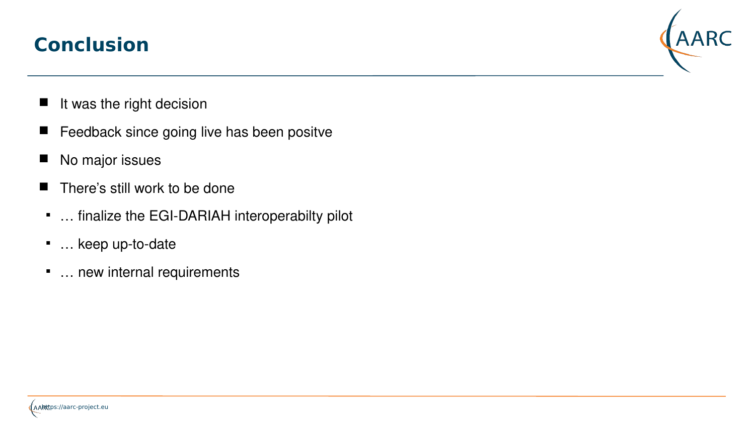# Conclusion

- It was the right decision
- Feedback since going live has been positve
- No major issues
- There's still work to be done
  - … finalize the EGI-DARIAH interoperabilty pilot
  - … keep up-to-date
  - … new internal requirements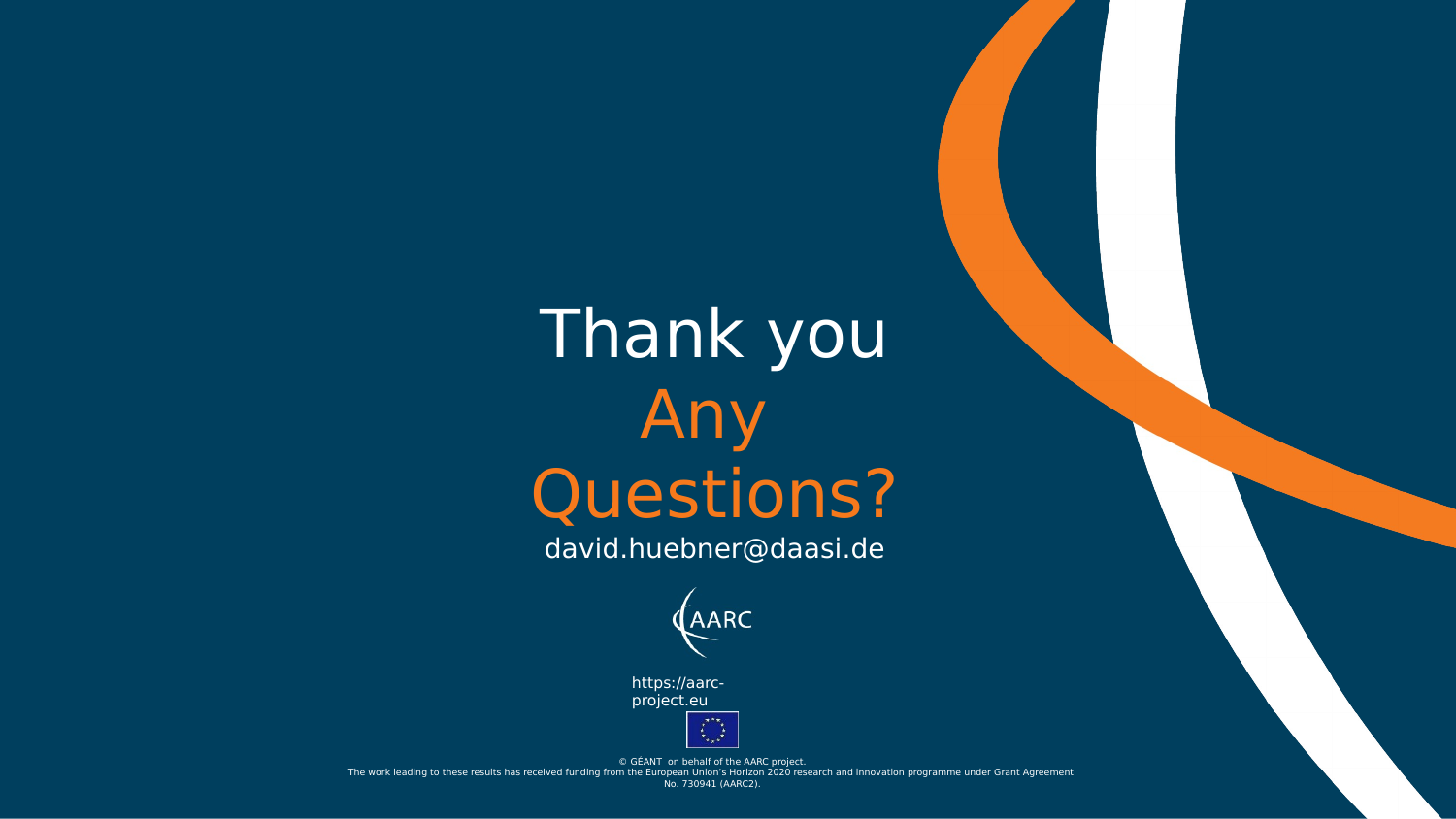# Thank you

## Any Questions?

david.huebner@daasi.de

AARC

https://aarc-project.eu

© GÉANT on behalf of the AARC project.
The work leading to these results has received funding from the European Union's Horizon 2020 research and innovation programme under Grant Agreement No. 730941 (AARC2).